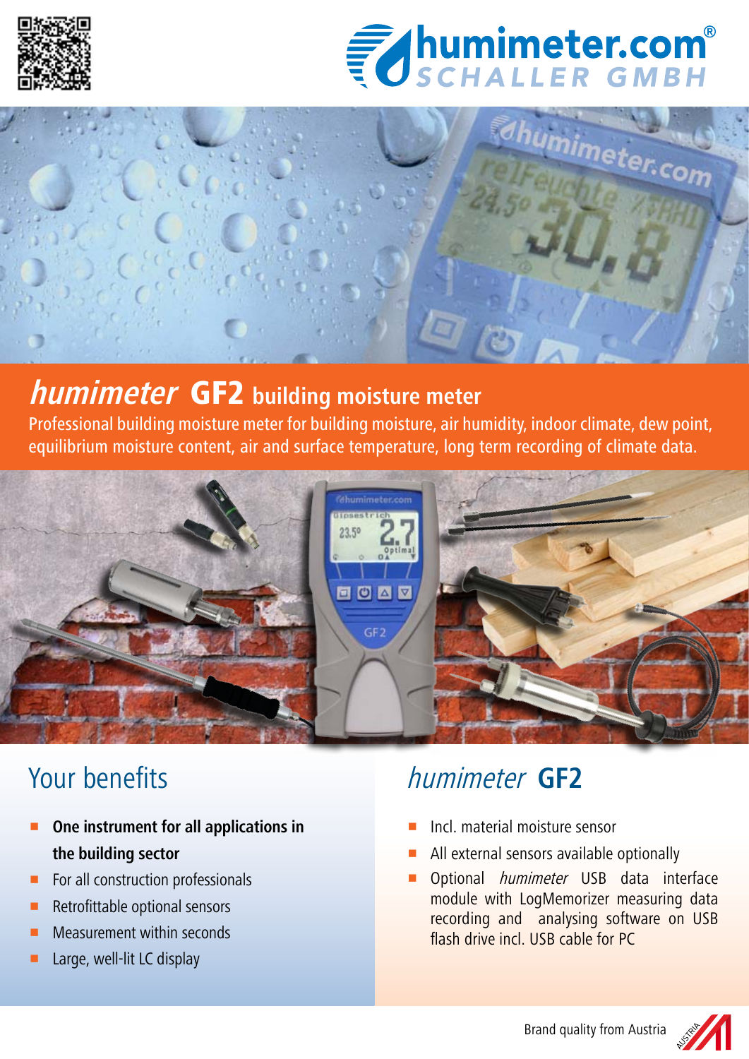humimeter.com®
SCHALLER GMBH

# *humimeter* GF2 building moisture meter

Professional building moisture meter for building moisture, air humidity, indoor climate, dew point, equilibrium moisture content, air and surface temperature, long term recording of climate data.

## Your benefits

- **One instrument for all applications in the building sector**
- For all construction professionals
- Retrofittable optional sensors
- Measurement within seconds
- Large, well-lit LC display

## *humimeter* GF2

- Incl. material moisture sensor
- All external sensors available optionally
- Optional *humimeter* USB data interface module with LogMemorizer measuring data recording and analysing software on USB flash drive incl. USB cable for PC

Brand quality from Austria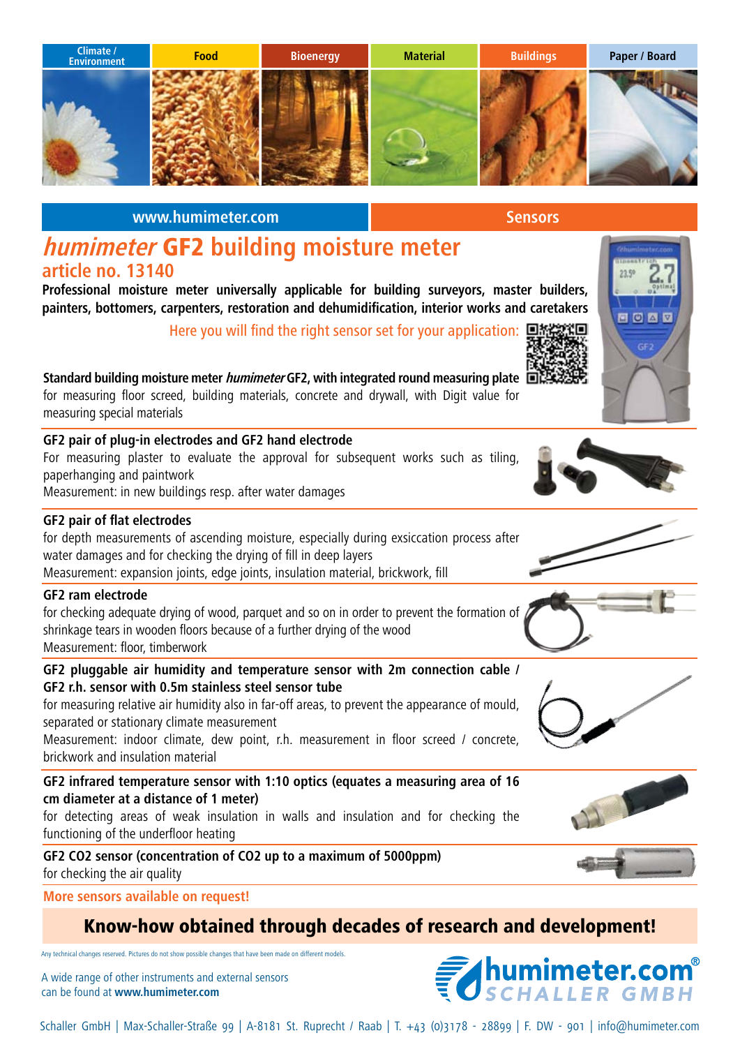Climate / Environment | Food | Bioenergy | Material | Buildings | Paper / Board

www.humimeter.com

Sensors

# *humimeter* GF2 building moisture meter

## article no. 13140

**Professional moisture meter universally applicable for building surveyors, master builders, painters, bottomers, carpenters, restoration and dehumidification, interior works and caretakers**

Here you will find the right sensor set for your application:

**Standard building moisture meter *humimeter* GF2, with integrated round measuring plate**
for measuring floor screed, building materials, concrete and drywall, with Digit value for measuring special materials

**GF2 pair of plug-in electrodes and GF2 hand electrode**
For measuring plaster to evaluate the approval for subsequent works such as tiling, paperhanging and paintwork
Measurement: in new buildings resp. after water damages

**GF2 pair of flat electrodes**
for depth measurements of ascending moisture, especially during exsiccation process after water damages and for checking the drying of fill in deep layers
Measurement: expansion joints, edge joints, insulation material, brickwork, fill

**GF2 ram electrode**
for checking adequate drying of wood, parquet and so on in order to prevent the formation of shrinkage tears in wooden floors because of a further drying of the wood
Measurement: floor, timberwork

**GF2 pluggable air humidity and temperature sensor with 2m connection cable / GF2 r.h. sensor with 0.5m stainless steel sensor tube**
for measuring relative air humidity also in far-off areas, to prevent the appearance of mould, separated or stationary climate measurement
Measurement: indoor climate, dew point, r.h. measurement in floor screed / concrete, brickwork and insulation material

**GF2 infrared temperature sensor with 1:10 optics (equates a measuring area of 16 cm diameter at a distance of 1 meter)**
for detecting areas of weak insulation in walls and insulation and for checking the functioning of the underfloor heating

**GF2 CO2 sensor (concentration of CO2 up to a maximum of 5000ppm)**
for checking the air quality

**More sensors available on request!**

## Know-how obtained through decades of research and development!

Any technical changes reserved. Pictures do not show possible changes that have been made on different models.

A wide range of other instruments and external sensors can be found at **www.humimeter.com**

humimeter.com® SCHALLER GMBH

Schaller GmbH | Max-Schaller-Straße 99 | A-8181 St. Ruprecht / Raab | T. +43 (0)3178 - 28899 | F. DW - 901 | info@humimeter.com